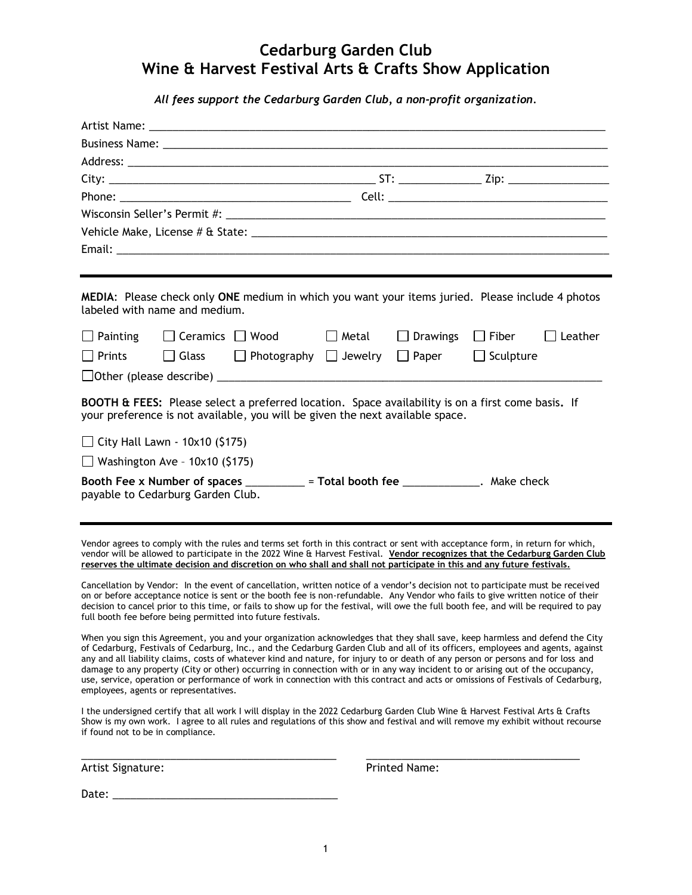# Cedarburg Garden Club
# Wine & Harvest Festival Arts & Crafts Show Application

*All fees support the Cedarburg Garden Club, a non-profit organization.*

Artist Name: ______________________________________________

Business Name: ______________________________________________

Address: ______________________________________________

City: ____________________________ ST: __________ Zip: ____________

Phone: ________________________ Cell: ________________________

Wisconsin Seller's Permit #: ______________________________________

Vehicle Make, License # & State: ______________________________________

Email: ______________________________________________

---

**MEDIA**: Please check only **ONE** medium in which you want your items juried. Please include 4 photos labeled with name and medium.

☐ Painting ☐ Ceramics ☐ Wood ☐ Metal ☐ Drawings ☐ Fiber ☐ Leather

☐ Prints ☐ Glass ☐ Photography ☐ Jewelry ☐ Paper ☐ Sculpture

☐ Other (please describe) ______________________________________________

**BOOTH & FEES:** Please select a preferred location. Space availability is on a first come basis**.** If your preference is not available, you will be given the next available space.

☐ City Hall Lawn - 10x10 ($175)

☐ Washington Ave – 10x10 ($175)

**Booth Fee x Number of spaces** __________ = **Total booth fee** _____________. Make check payable to Cedarburg Garden Club.

---

Vendor agrees to comply with the rules and terms set forth in this contract or sent with acceptance form, in return for which, vendor will be allowed to participate in the 2022 Wine & Harvest Festival. **Vendor recognizes that the Cedarburg Garden Club reserves the ultimate decision and discretion on who shall and shall not participate in this and any future festivals.**

Cancellation by Vendor: In the event of cancellation, written notice of a vendor's decision not to participate must be received on or before acceptance notice is sent or the booth fee is non-refundable. Any Vendor who fails to give written notice of their decision to cancel prior to this time, or fails to show up for the festival, will owe the full booth fee, and will be required to pay full booth fee before being permitted into future festivals.

When you sign this Agreement, you and your organization acknowledges that they shall save, keep harmless and defend the City of Cedarburg, Festivals of Cedarburg, Inc., and the Cedarburg Garden Club and all of its officers, employees and agents, against any and all liability claims, costs of whatever kind and nature, for injury to or death of any person or persons and for loss and damage to any property (City or other) occurring in connection with or in any way incident to or arising out of the occupancy, use, service, operation or performance of work in connection with this contract and acts or omissions of Festivals of Cedarburg, employees, agents or representatives.

I the undersigned certify that all work I will display in the 2022 Cedarburg Garden Club Wine & Harvest Festival Arts & Crafts Show is my own work. I agree to all rules and regulations of this show and festival and will remove my exhibit without recourse if found not to be in compliance.

______________________________ ______________________________

Artist Signature: Printed Name:

Date: ______________________________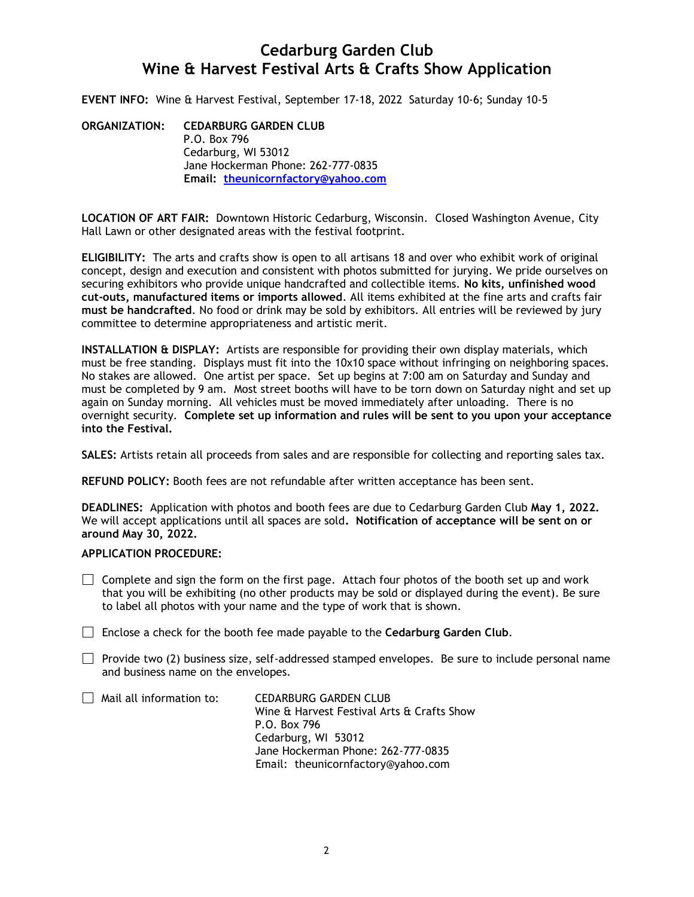# Cedarburg Garden Club
# Wine & Harvest Festival Arts & Crafts Show Application

**EVENT INFO:** Wine & Harvest Festival, September 17-18, 2022 Saturday 10-6; Sunday 10-5

**ORGANIZATION:** **CEDARBURG GARDEN CLUB**
P.O. Box 796
Cedarburg, WI 53012
Jane Hockerman Phone: 262-777-0835
**Email:** **theunicornfactory@yahoo.com**

**LOCATION OF ART FAIR:** Downtown Historic Cedarburg, Wisconsin. Closed Washington Avenue, City Hall Lawn or other designated areas with the festival footprint.

**ELIGIBILITY:** The arts and crafts show is open to all artisans 18 and over who exhibit work of original concept, design and execution and consistent with photos submitted for jurying. We pride ourselves on securing exhibitors who provide unique handcrafted and collectible items. **No kits, unfinished wood cut-outs, manufactured items or imports allowed**. All items exhibited at the fine arts and crafts fair **must be handcrafted**. No food or drink may be sold by exhibitors. All entries will be reviewed by jury committee to determine appropriateness and artistic merit.

**INSTALLATION & DISPLAY:** Artists are responsible for providing their own display materials, which must be free standing. Displays must fit into the 10x10 space without infringing on neighboring spaces. No stakes are allowed. One artist per space. Set up begins at 7:00 am on Saturday and Sunday and must be completed by 9 am. Most street booths will have to be torn down on Saturday night and set up again on Sunday morning. All vehicles must be moved immediately after unloading. There is no overnight security. **Complete set up information and rules will be sent to you upon your acceptance into the Festival.**

**SALES:** Artists retain all proceeds from sales and are responsible for collecting and reporting sales tax.

**REFUND POLICY:** Booth fees are not refundable after written acceptance has been sent.

**DEADLINES:** Application with photos and booth fees are due to Cedarburg Garden Club **May 1, 2022.** We will accept applications until all spaces are sold**. Notification of acceptance will be sent on or around May 30, 2022.**

**APPLICATION PROCEDURE:**

- ☐ Complete and sign the form on the first page. Attach four photos of the booth set up and work that you will be exhibiting (no other products may be sold or displayed during the event). Be sure to label all photos with your name and the type of work that is shown.
- ☐ Enclose a check for the booth fee made payable to the **Cedarburg Garden Club**.
- ☐ Provide two (2) business size, self-addressed stamped envelopes. Be sure to include personal name and business name on the envelopes.
- ☐ Mail all information to: CEDARBURG GARDEN CLUB
  Wine & Harvest Festival Arts & Crafts Show
  P.O. Box 796
  Cedarburg, WI 53012
  Jane Hockerman Phone: 262-777-0835
  Email: theunicornfactory@yahoo.com